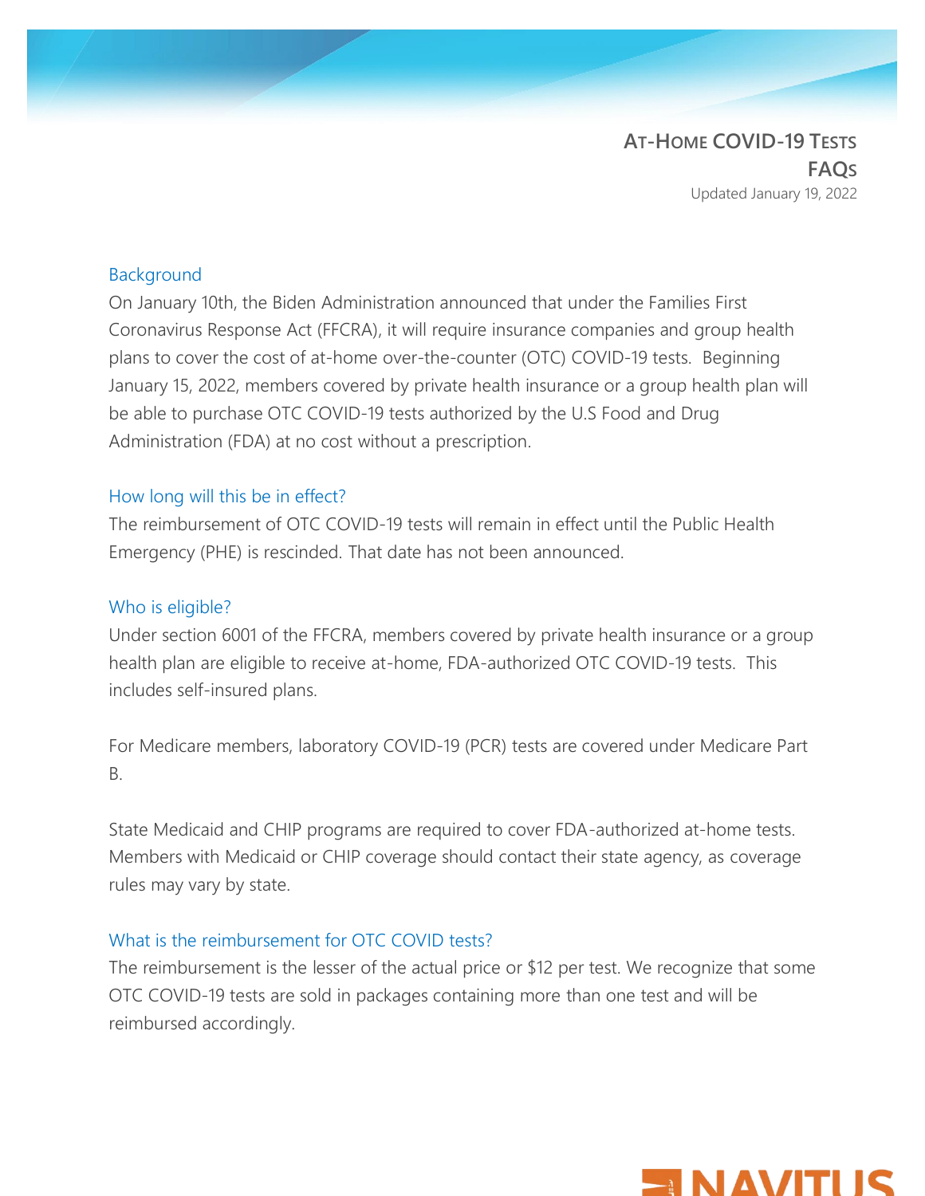# At-Home COVID-19 Tests FAQs

Updated January 19, 2022

## Background

On January 10th, the Biden Administration announced that under the Families First Coronavirus Response Act (FFCRA), it will require insurance companies and group health plans to cover the cost of at-home over-the-counter (OTC) COVID-19 tests. Beginning January 15, 2022, members covered by private health insurance or a group health plan will be able to purchase OTC COVID-19 tests authorized by the U.S Food and Drug Administration (FDA) at no cost without a prescription.

## How long will this be in effect?

The reimbursement of OTC COVID-19 tests will remain in effect until the Public Health Emergency (PHE) is rescinded. That date has not been announced.

## Who is eligible?

Under section 6001 of the FFCRA, members covered by private health insurance or a group health plan are eligible to receive at-home, FDA-authorized OTC COVID-19 tests. This includes self-insured plans.

For Medicare members, laboratory COVID-19 (PCR) tests are covered under Medicare Part B.

State Medicaid and CHIP programs are required to cover FDA-authorized at-home tests. Members with Medicaid or CHIP coverage should contact their state agency, as coverage rules may vary by state.

## What is the reimbursement for OTC COVID tests?

The reimbursement is the lesser of the actual price or $12 per test. We recognize that some OTC COVID-19 tests are sold in packages containing more than one test and will be reimbursed accordingly.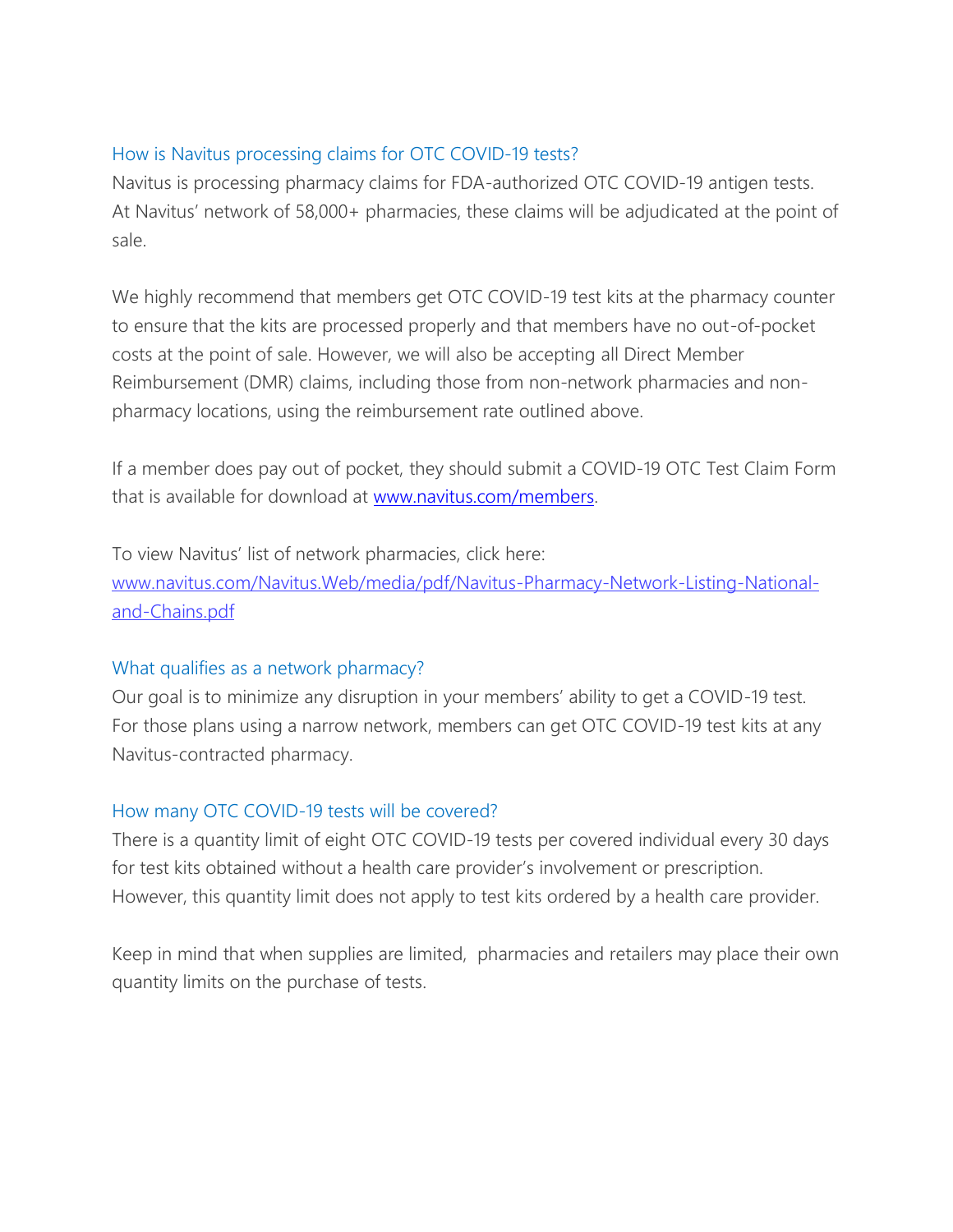### How is Navitus processing claims for OTC COVID-19 tests?

Navitus is processing pharmacy claims for FDA-authorized OTC COVID-19 antigen tests. At Navitus' network of 58,000+ pharmacies, these claims will be adjudicated at the point of sale.

We highly recommend that members get OTC COVID-19 test kits at the pharmacy counter to ensure that the kits are processed properly and that members have no out-of-pocket costs at the point of sale. However, we will also be accepting all Direct Member Reimbursement (DMR) claims, including those from non-network pharmacies and non-pharmacy locations, using the reimbursement rate outlined above.

If a member does pay out of pocket, they should submit a COVID-19 OTC Test Claim Form that is available for download at [www.navitus.com/members](www.navitus.com/members).

To view Navitus' list of network pharmacies, click here: [www.navitus.com/Navitus.Web/media/pdf/Navitus-Pharmacy-Network-Listing-National-and-Chains.pdf](www.navitus.com/Navitus.Web/media/pdf/Navitus-Pharmacy-Network-Listing-National-and-Chains.pdf)

### What qualifies as a network pharmacy?

Our goal is to minimize any disruption in your members' ability to get a COVID-19 test. For those plans using a narrow network, members can get OTC COVID-19 test kits at any Navitus-contracted pharmacy.

### How many OTC COVID-19 tests will be covered?

There is a quantity limit of eight OTC COVID-19 tests per covered individual every 30 days for test kits obtained without a health care provider's involvement or prescription. However, this quantity limit does not apply to test kits ordered by a health care provider.

Keep in mind that when supplies are limited, pharmacies and retailers may place their own quantity limits on the purchase of tests.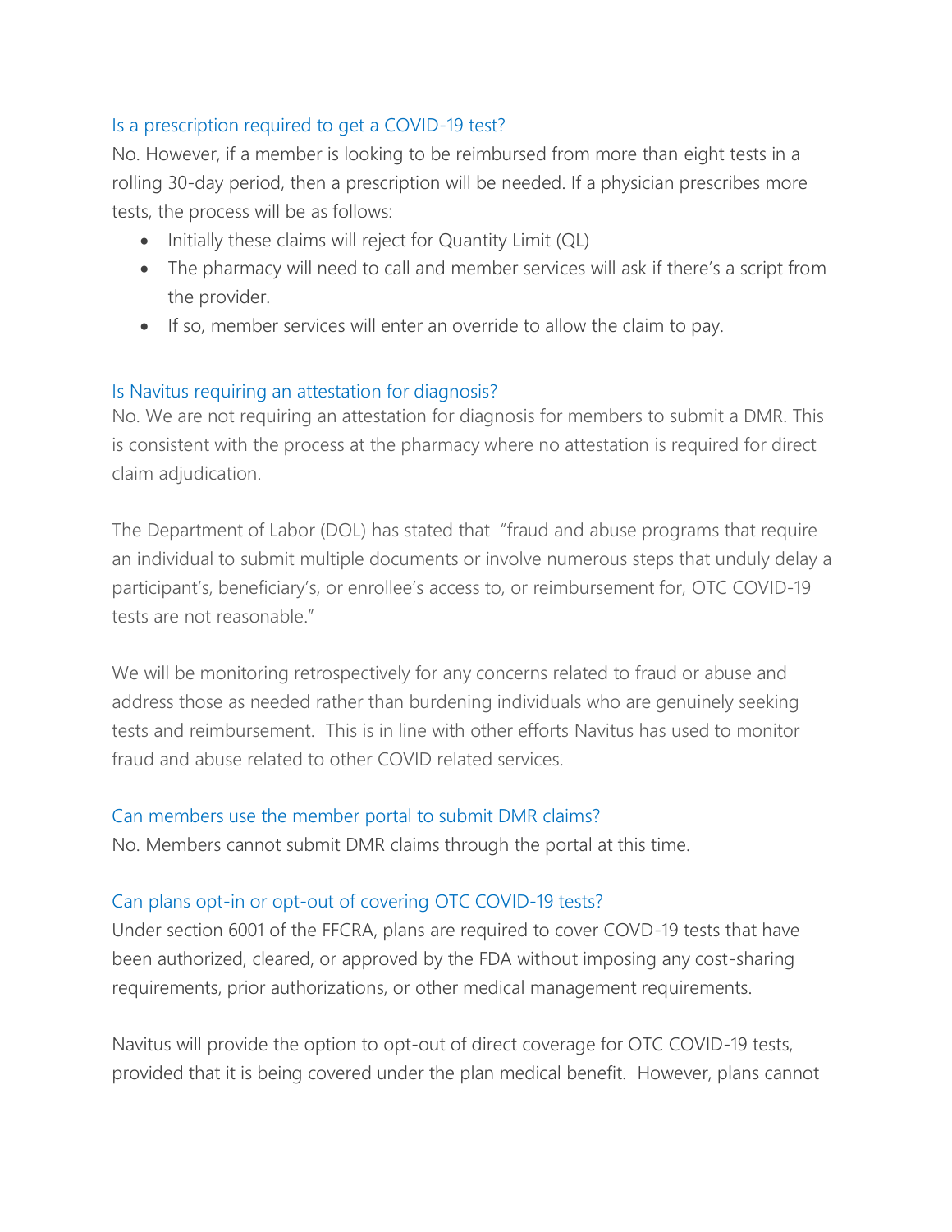### Is a prescription required to get a COVID-19 test?

No. However, if a member is looking to be reimbursed from more than eight tests in a rolling 30-day period, then a prescription will be needed. If a physician prescribes more tests, the process will be as follows:

- Initially these claims will reject for Quantity Limit (QL)
- The pharmacy will need to call and member services will ask if there's a script from the provider.
- If so, member services will enter an override to allow the claim to pay.

### Is Navitus requiring an attestation for diagnosis?

No. We are not requiring an attestation for diagnosis for members to submit a DMR. This is consistent with the process at the pharmacy where no attestation is required for direct claim adjudication.

The Department of Labor (DOL) has stated that "fraud and abuse programs that require an individual to submit multiple documents or involve numerous steps that unduly delay a participant's, beneficiary's, or enrollee's access to, or reimbursement for, OTC COVID-19 tests are not reasonable."

We will be monitoring retrospectively for any concerns related to fraud or abuse and address those as needed rather than burdening individuals who are genuinely seeking tests and reimbursement. This is in line with other efforts Navitus has used to monitor fraud and abuse related to other COVID related services.

### Can members use the member portal to submit DMR claims?

No. Members cannot submit DMR claims through the portal at this time.

### Can plans opt-in or opt-out of covering OTC COVID-19 tests?

Under section 6001 of the FFCRA, plans are required to cover COVD-19 tests that have been authorized, cleared, or approved by the FDA without imposing any cost-sharing requirements, prior authorizations, or other medical management requirements.

Navitus will provide the option to opt-out of direct coverage for OTC COVID-19 tests, provided that it is being covered under the plan medical benefit. However, plans cannot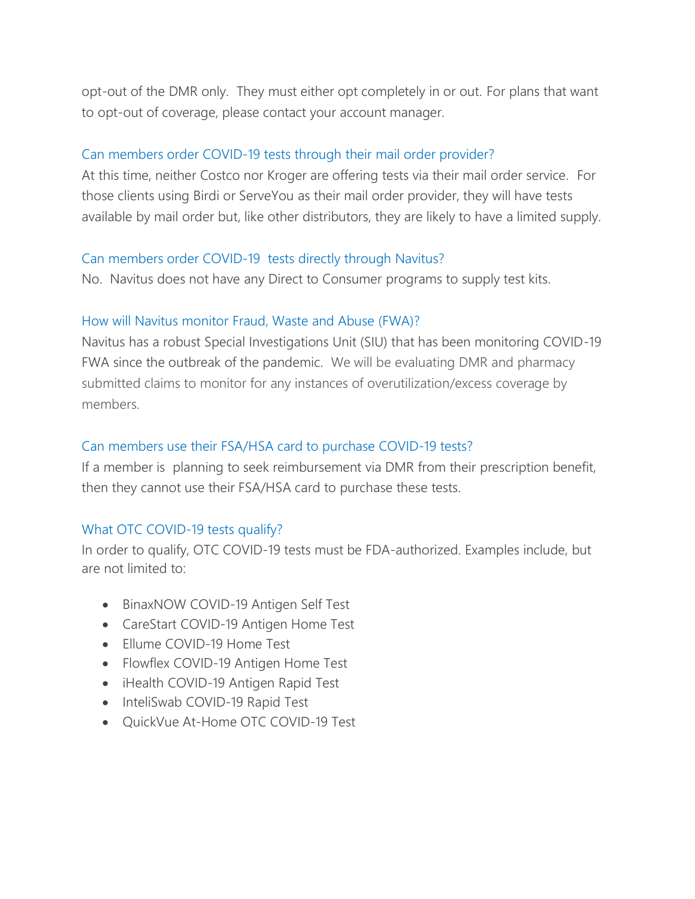opt-out of the DMR only. They must either opt completely in or out. For plans that want to opt-out of coverage, please contact your account manager.

### Can members order COVID-19 tests through their mail order provider?

At this time, neither Costco nor Kroger are offering tests via their mail order service. For those clients using Birdi or ServeYou as their mail order provider, they will have tests available by mail order but, like other distributors, they are likely to have a limited supply.

### Can members order COVID-19 tests directly through Navitus?

No. Navitus does not have any Direct to Consumer programs to supply test kits.

### How will Navitus monitor Fraud, Waste and Abuse (FWA)?

Navitus has a robust Special Investigations Unit (SIU) that has been monitoring COVID-19 FWA since the outbreak of the pandemic. We will be evaluating DMR and pharmacy submitted claims to monitor for any instances of overutilization/excess coverage by members.

### Can members use their FSA/HSA card to purchase COVID-19 tests?

If a member is planning to seek reimbursement via DMR from their prescription benefit, then they cannot use their FSA/HSA card to purchase these tests.

### What OTC COVID-19 tests qualify?

In order to qualify, OTC COVID-19 tests must be FDA-authorized. Examples include, but are not limited to:

- BinaxNOW COVID-19 Antigen Self Test
- CareStart COVID-19 Antigen Home Test
- Ellume COVID-19 Home Test
- Flowflex COVID-19 Antigen Home Test
- iHealth COVID-19 Antigen Rapid Test
- InteliSwab COVID-19 Rapid Test
- QuickVue At-Home OTC COVID-19 Test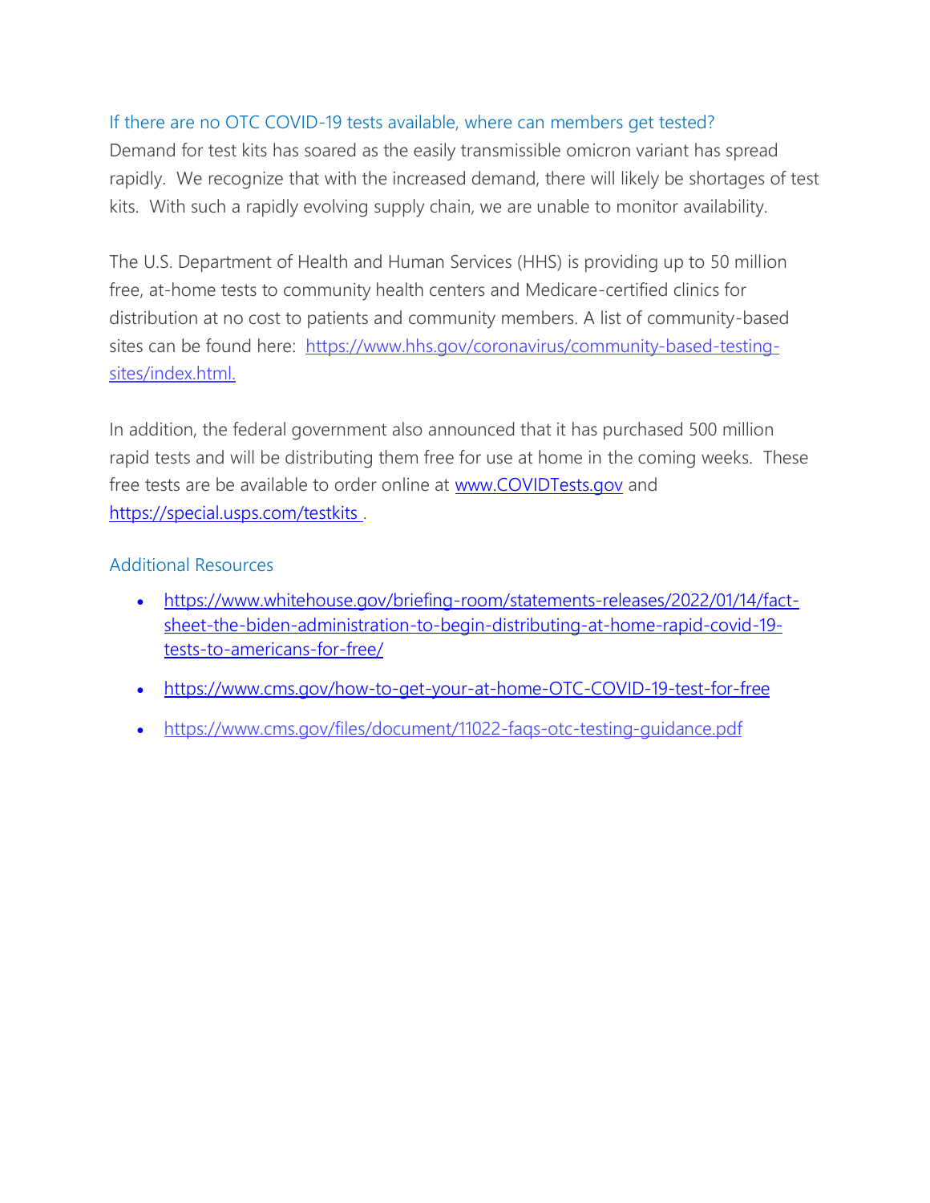### If there are no OTC COVID-19 tests available, where can members get tested?

Demand for test kits has soared as the easily transmissible omicron variant has spread rapidly. We recognize that with the increased demand, there will likely be shortages of test kits. With such a rapidly evolving supply chain, we are unable to monitor availability.

The U.S. Department of Health and Human Services (HHS) is providing up to 50 million free, at-home tests to community health centers and Medicare-certified clinics for distribution at no cost to patients and community members. A list of community-based sites can be found here: [https://www.hhs.gov/coronavirus/community-based-testing-sites/index.html.](https://www.hhs.gov/coronavirus/community-based-testing-sites/index.html)

In addition, the federal government also announced that it has purchased 500 million rapid tests and will be distributing them free for use at home in the coming weeks. These free tests are be available to order online at [www.COVIDTests.gov](http://www.COVIDTests.gov) and [https://special.usps.com/testkits](https://special.usps.com/testkits) .

### Additional Resources

- [https://www.whitehouse.gov/briefing-room/statements-releases/2022/01/14/fact-sheet-the-biden-administration-to-begin-distributing-at-home-rapid-covid-19-tests-to-americans-for-free/](https://www.whitehouse.gov/briefing-room/statements-releases/2022/01/14/fact-sheet-the-biden-administration-to-begin-distributing-at-home-rapid-covid-19-tests-to-americans-for-free/)
- [https://www.cms.gov/how-to-get-your-at-home-OTC-COVID-19-test-for-free](https://www.cms.gov/how-to-get-your-at-home-OTC-COVID-19-test-for-free)
- [https://www.cms.gov/files/document/11022-faqs-otc-testing-guidance.pdf](https://www.cms.gov/files/document/11022-faqs-otc-testing-guidance.pdf)